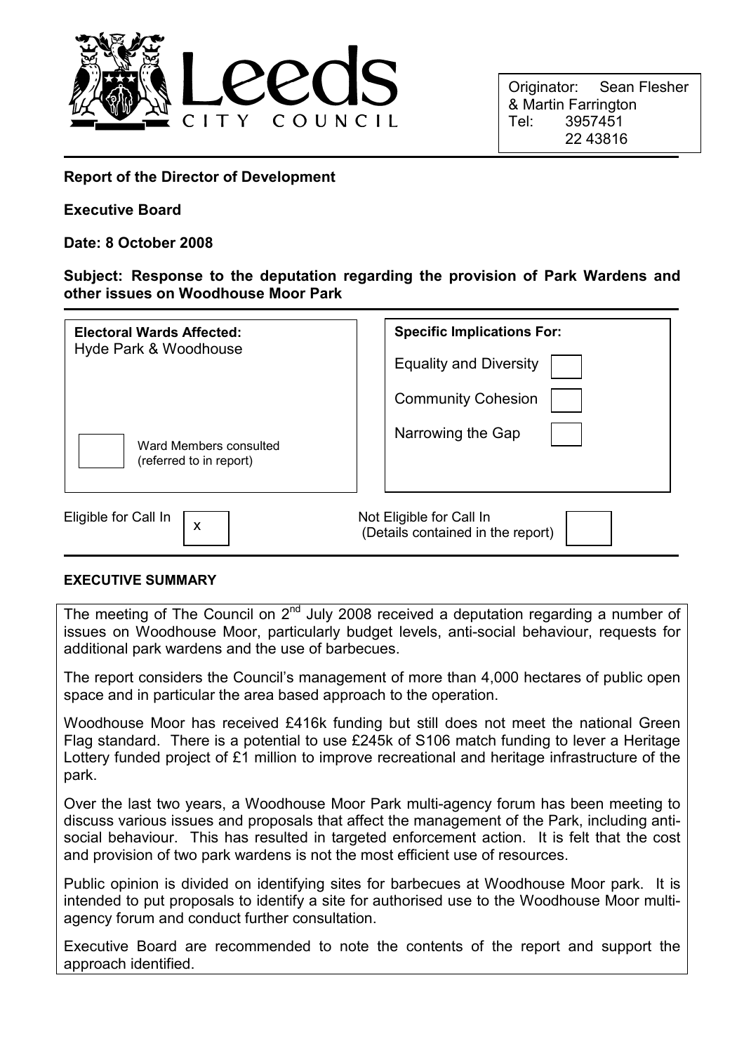Leeds CITY COUNCIL

Originator: Sean Flesher & Martin Farrington
Tel: 3957451
22 43816

**Report of the Director of Development**

**Executive Board**

**Date: 8 October 2008**

**Subject: Response to the deputation regarding the provision of Park Wardens and other issues on Woodhouse Moor Park**

| **Electoral Wards Affected:** | **Specific Implications For:** | |
|---|---|---|
| Hyde Park & Woodhouse | Equality and Diversity | ☐ |
| | Community Cohesion | ☐ |
| ☐ Ward Members consulted (referred to in report) | Narrowing the Gap | ☐ |

| Eligible for Call In | x | Not Eligible for Call In (Details contained in the report) | ☐ |
|---|---|---|---|

**EXECUTIVE SUMMARY**

The meeting of The Council on 2nd July 2008 received a deputation regarding a number of issues on Woodhouse Moor, particularly budget levels, anti-social behaviour, requests for additional park wardens and the use of barbecues.

The report considers the Council's management of more than 4,000 hectares of public open space and in particular the area based approach to the operation.

Woodhouse Moor has received £416k funding but still does not meet the national Green Flag standard. There is a potential to use £245k of S106 match funding to lever a Heritage Lottery funded project of £1 million to improve recreational and heritage infrastructure of the park.

Over the last two years, a Woodhouse Moor Park multi-agency forum has been meeting to discuss various issues and proposals that affect the management of the Park, including anti-social behaviour. This has resulted in targeted enforcement action. It is felt that the cost and provision of two park wardens is not the most efficient use of resources.

Public opinion is divided on identifying sites for barbecues at Woodhouse Moor park. It is intended to put proposals to identify a site for authorised use to the Woodhouse Moor multi-agency forum and conduct further consultation.

Executive Board are recommended to note the contents of the report and support the approach identified.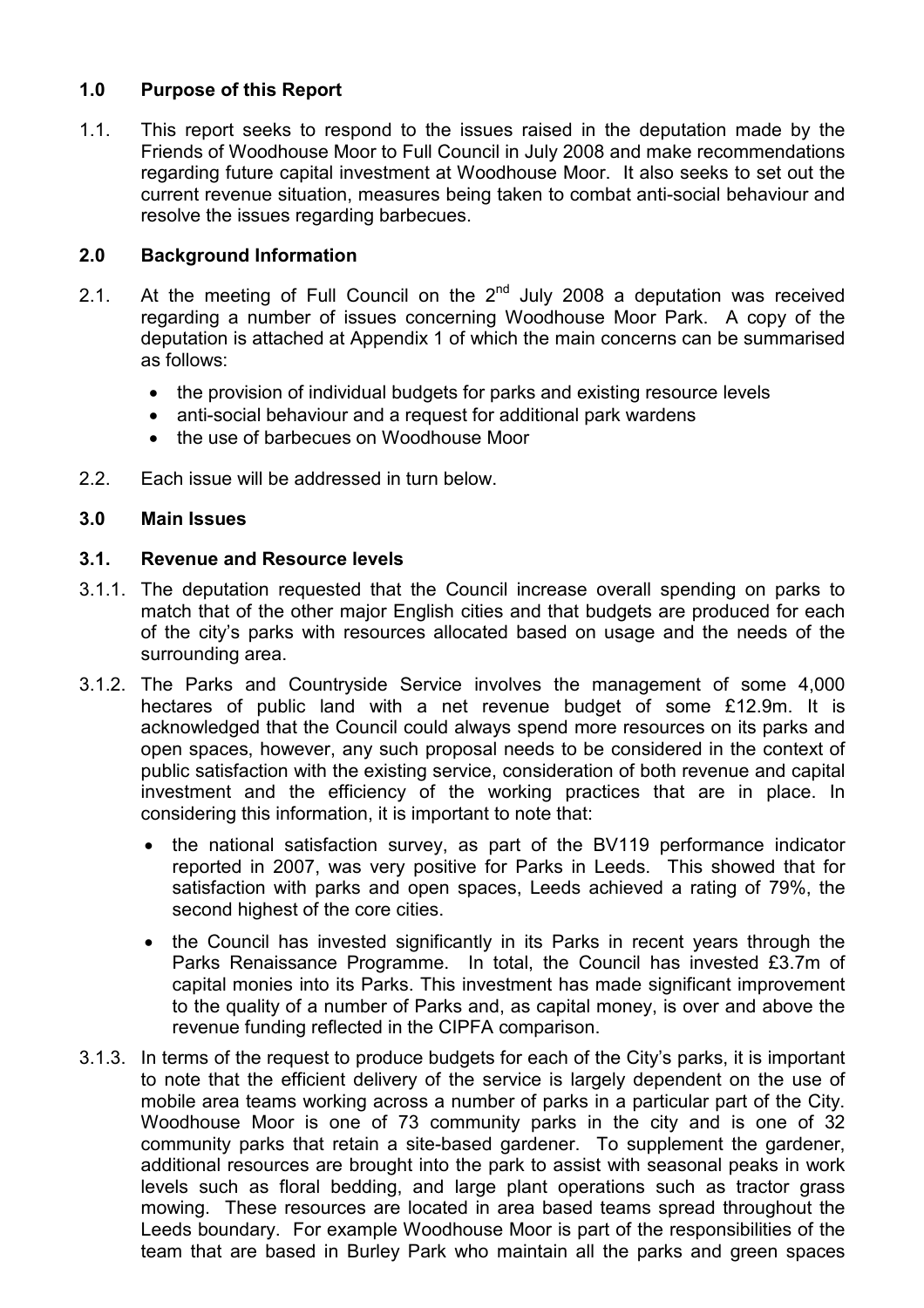## 1.0 Purpose of this Report

1.1. This report seeks to respond to the issues raised in the deputation made by the Friends of Woodhouse Moor to Full Council in July 2008 and make recommendations regarding future capital investment at Woodhouse Moor. It also seeks to set out the current revenue situation, measures being taken to combat anti-social behaviour and resolve the issues regarding barbecues.

## 2.0 Background Information

2.1. At the meeting of Full Council on the 2nd July 2008 a deputation was received regarding a number of issues concerning Woodhouse Moor Park. A copy of the deputation is attached at Appendix 1 of which the main concerns can be summarised as follows:

- the provision of individual budgets for parks and existing resource levels
- anti-social behaviour and a request for additional park wardens
- the use of barbecues on Woodhouse Moor

2.2. Each issue will be addressed in turn below.

## 3.0 Main Issues

### 3.1. Revenue and Resource levels

3.1.1. The deputation requested that the Council increase overall spending on parks to match that of the other major English cities and that budgets are produced for each of the city's parks with resources allocated based on usage and the needs of the surrounding area.

3.1.2. The Parks and Countryside Service involves the management of some 4,000 hectares of public land with a net revenue budget of some £12.9m. It is acknowledged that the Council could always spend more resources on its parks and open spaces, however, any such proposal needs to be considered in the context of public satisfaction with the existing service, consideration of both revenue and capital investment and the efficiency of the working practices that are in place. In considering this information, it is important to note that:

- the national satisfaction survey, as part of the BV119 performance indicator reported in 2007, was very positive for Parks in Leeds. This showed that for satisfaction with parks and open spaces, Leeds achieved a rating of 79%, the second highest of the core cities.
- the Council has invested significantly in its Parks in recent years through the Parks Renaissance Programme. In total, the Council has invested £3.7m of capital monies into its Parks. This investment has made significant improvement to the quality of a number of Parks and, as capital money, is over and above the revenue funding reflected in the CIPFA comparison.

3.1.3. In terms of the request to produce budgets for each of the City's parks, it is important to note that the efficient delivery of the service is largely dependent on the use of mobile area teams working across a number of parks in a particular part of the City. Woodhouse Moor is one of 73 community parks in the city and is one of 32 community parks that retain a site-based gardener. To supplement the gardener, additional resources are brought into the park to assist with seasonal peaks in work levels such as floral bedding, and large plant operations such as tractor grass mowing. These resources are located in area based teams spread throughout the Leeds boundary. For example Woodhouse Moor is part of the responsibilities of the team that are based in Burley Park who maintain all the parks and green spaces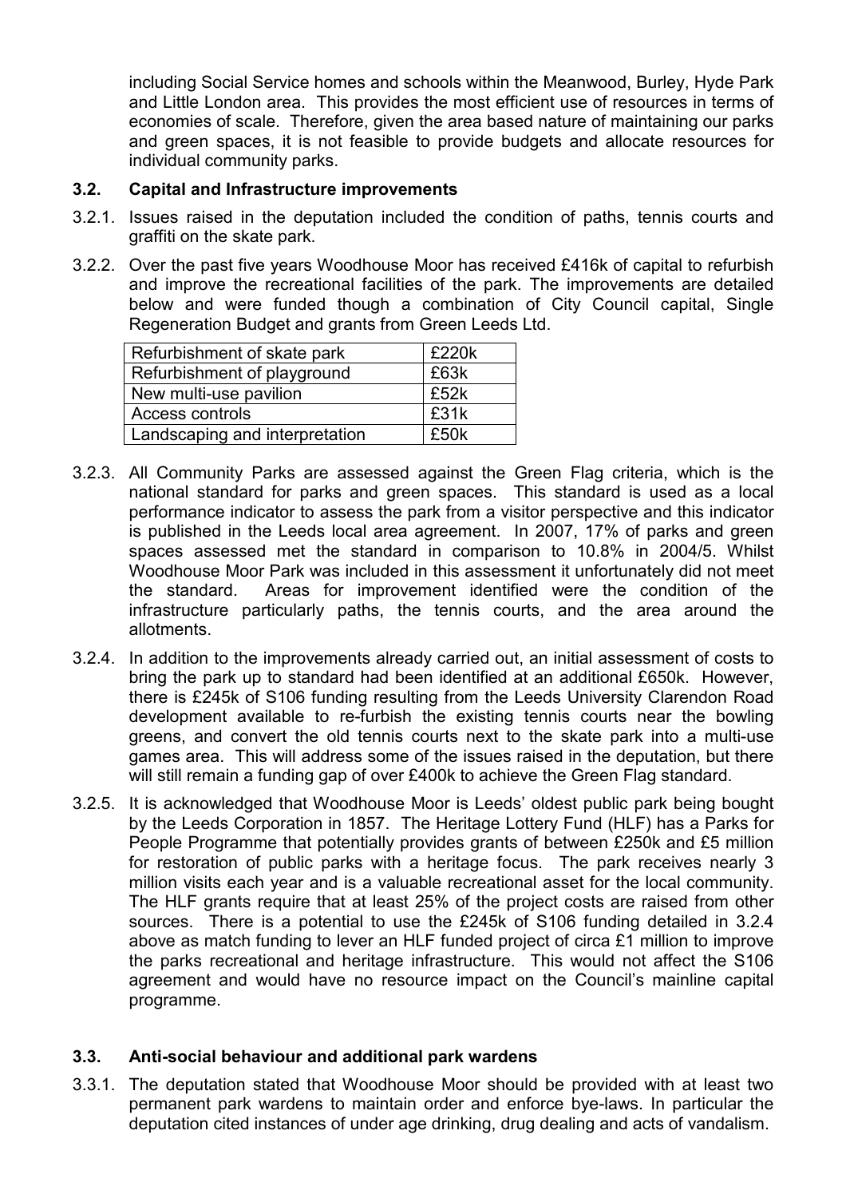including Social Service homes and schools within the Meanwood, Burley, Hyde Park and Little London area. This provides the most efficient use of resources in terms of economies of scale. Therefore, given the area based nature of maintaining our parks and green spaces, it is not feasible to provide budgets and allocate resources for individual community parks.

### 3.2. Capital and Infrastructure improvements

3.2.1. Issues raised in the deputation included the condition of paths, tennis courts and graffiti on the skate park.

3.2.2. Over the past five years Woodhouse Moor has received £416k of capital to refurbish and improve the recreational facilities of the park. The improvements are detailed below and were funded though a combination of City Council capital, Single Regeneration Budget and grants from Green Leeds Ltd.

| | |
|---|---|
| Refurbishment of skate park | £220k |
| Refurbishment of playground | £63k |
| New multi-use pavilion | £52k |
| Access controls | £31k |
| Landscaping and interpretation | £50k |

3.2.3. All Community Parks are assessed against the Green Flag criteria, which is the national standard for parks and green spaces. This standard is used as a local performance indicator to assess the park from a visitor perspective and this indicator is published in the Leeds local area agreement. In 2007, 17% of parks and green spaces assessed met the standard in comparison to 10.8% in 2004/5. Whilst Woodhouse Moor Park was included in this assessment it unfortunately did not meet the standard. Areas for improvement identified were the condition of the infrastructure particularly paths, the tennis courts, and the area around the allotments.

3.2.4. In addition to the improvements already carried out, an initial assessment of costs to bring the park up to standard had been identified at an additional £650k. However, there is £245k of S106 funding resulting from the Leeds University Clarendon Road development available to re-furbish the existing tennis courts near the bowling greens, and convert the old tennis courts next to the skate park into a multi-use games area. This will address some of the issues raised in the deputation, but there will still remain a funding gap of over £400k to achieve the Green Flag standard.

3.2.5. It is acknowledged that Woodhouse Moor is Leeds' oldest public park being bought by the Leeds Corporation in 1857. The Heritage Lottery Fund (HLF) has a Parks for People Programme that potentially provides grants of between £250k and £5 million for restoration of public parks with a heritage focus. The park receives nearly 3 million visits each year and is a valuable recreational asset for the local community. The HLF grants require that at least 25% of the project costs are raised from other sources. There is a potential to use the £245k of S106 funding detailed in 3.2.4 above as match funding to lever an HLF funded project of circa £1 million to improve the parks recreational and heritage infrastructure. This would not affect the S106 agreement and would have no resource impact on the Council's mainline capital programme.

### 3.3. Anti-social behaviour and additional park wardens

3.3.1. The deputation stated that Woodhouse Moor should be provided with at least two permanent park wardens to maintain order and enforce bye-laws. In particular the deputation cited instances of under age drinking, drug dealing and acts of vandalism.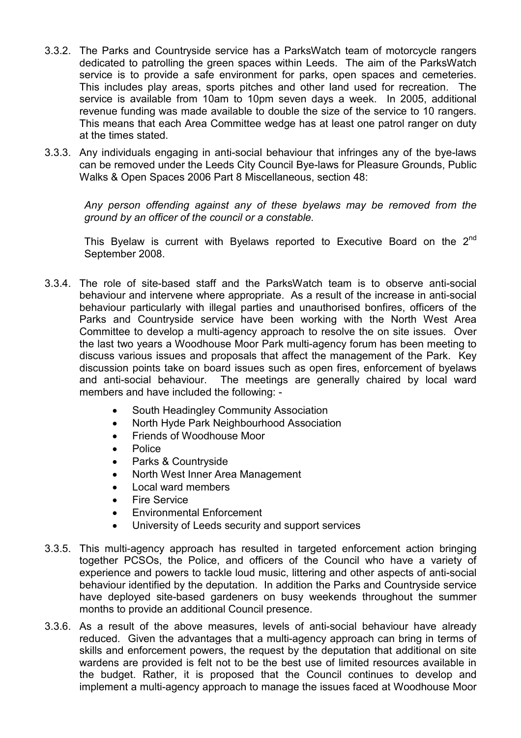3.3.2. The Parks and Countryside service has a ParksWatch team of motorcycle rangers dedicated to patrolling the green spaces within Leeds. The aim of the ParksWatch service is to provide a safe environment for parks, open spaces and cemeteries. This includes play areas, sports pitches and other land used for recreation. The service is available from 10am to 10pm seven days a week. In 2005, additional revenue funding was made available to double the size of the service to 10 rangers. This means that each Area Committee wedge has at least one patrol ranger on duty at the times stated.

3.3.3. Any individuals engaging in anti-social behaviour that infringes any of the bye-laws can be removed under the Leeds City Council Bye-laws for Pleasure Grounds, Public Walks & Open Spaces 2006 Part 8 Miscellaneous, section 48:

> *Any person offending against any of these byelaws may be removed from the ground by an officer of the council or a constable.*

This Byelaw is current with Byelaws reported to Executive Board on the 2nd September 2008.

3.3.4. The role of site-based staff and the ParksWatch team is to observe anti-social behaviour and intervene where appropriate. As a result of the increase in anti-social behaviour particularly with illegal parties and unauthorised bonfires, officers of the Parks and Countryside service have been working with the North West Area Committee to develop a multi-agency approach to resolve the on site issues. Over the last two years a Woodhouse Moor Park multi-agency forum has been meeting to discuss various issues and proposals that affect the management of the Park. Key discussion points take on board issues such as open fires, enforcement of byelaws and anti-social behaviour. The meetings are generally chaired by local ward members and have included the following: -

- South Headingley Community Association
- North Hyde Park Neighbourhood Association
- Friends of Woodhouse Moor
- Police
- Parks & Countryside
- North West Inner Area Management
- Local ward members
- Fire Service
- Environmental Enforcement
- University of Leeds security and support services

3.3.5. This multi-agency approach has resulted in targeted enforcement action bringing together PCSOs, the Police, and officers of the Council who have a variety of experience and powers to tackle loud music, littering and other aspects of anti-social behaviour identified by the deputation. In addition the Parks and Countryside service have deployed site-based gardeners on busy weekends throughout the summer months to provide an additional Council presence.

3.3.6. As a result of the above measures, levels of anti-social behaviour have already reduced. Given the advantages that a multi-agency approach can bring in terms of skills and enforcement powers, the request by the deputation that additional on site wardens are provided is felt not to be the best use of limited resources available in the budget. Rather, it is proposed that the Council continues to develop and implement a multi-agency approach to manage the issues faced at Woodhouse Moor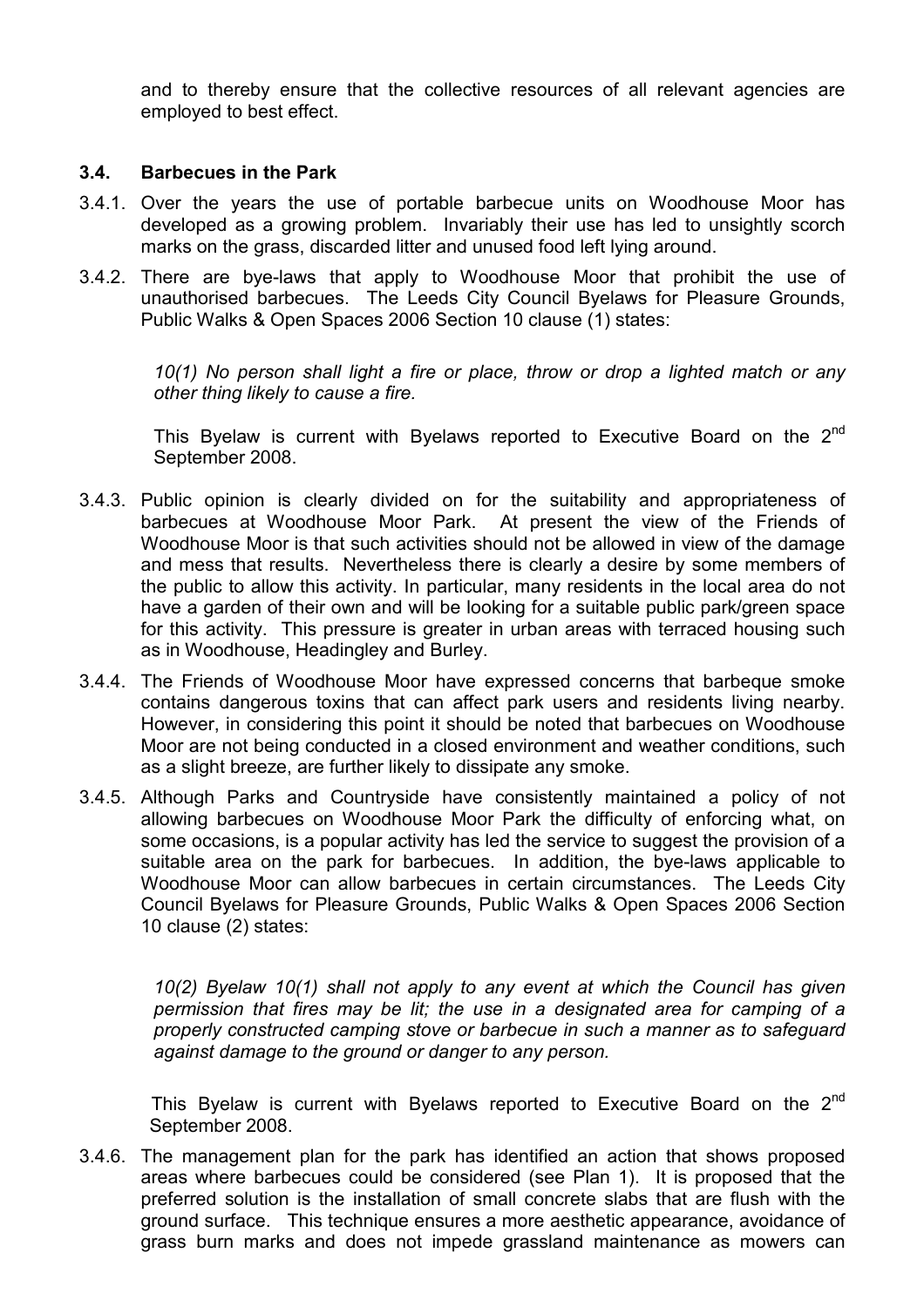and to thereby ensure that the collective resources of all relevant agencies are employed to best effect.

### 3.4. Barbecues in the Park

3.4.1. Over the years the use of portable barbecue units on Woodhouse Moor has developed as a growing problem. Invariably their use has led to unsightly scorch marks on the grass, discarded litter and unused food left lying around.

3.4.2. There are bye-laws that apply to Woodhouse Moor that prohibit the use of unauthorised barbecues. The Leeds City Council Byelaws for Pleasure Grounds, Public Walks & Open Spaces 2006 Section 10 clause (1) states:

> *10(1) No person shall light a fire or place, throw or drop a lighted match or any other thing likely to cause a fire.*
>
> This Byelaw is current with Byelaws reported to Executive Board on the 2nd September 2008.

3.4.3. Public opinion is clearly divided on for the suitability and appropriateness of barbecues at Woodhouse Moor Park. At present the view of the Friends of Woodhouse Moor is that such activities should not be allowed in view of the damage and mess that results. Nevertheless there is clearly a desire by some members of the public to allow this activity. In particular, many residents in the local area do not have a garden of their own and will be looking for a suitable public park/green space for this activity. This pressure is greater in urban areas with terraced housing such as in Woodhouse, Headingley and Burley.

3.4.4. The Friends of Woodhouse Moor have expressed concerns that barbeque smoke contains dangerous toxins that can affect park users and residents living nearby. However, in considering this point it should be noted that barbecues on Woodhouse Moor are not being conducted in a closed environment and weather conditions, such as a slight breeze, are further likely to dissipate any smoke.

3.4.5. Although Parks and Countryside have consistently maintained a policy of not allowing barbecues on Woodhouse Moor Park the difficulty of enforcing what, on some occasions, is a popular activity has led the service to suggest the provision of a suitable area on the park for barbecues. In addition, the bye-laws applicable to Woodhouse Moor can allow barbecues in certain circumstances. The Leeds City Council Byelaws for Pleasure Grounds, Public Walks & Open Spaces 2006 Section 10 clause (2) states:

> *10(2) Byelaw 10(1) shall not apply to any event at which the Council has given permission that fires may be lit; the use in a designated area for camping of a properly constructed camping stove or barbecue in such a manner as to safeguard against damage to the ground or danger to any person.*
>
> This Byelaw is current with Byelaws reported to Executive Board on the 2nd September 2008.

3.4.6. The management plan for the park has identified an action that shows proposed areas where barbecues could be considered (see Plan 1). It is proposed that the preferred solution is the installation of small concrete slabs that are flush with the ground surface. This technique ensures a more aesthetic appearance, avoidance of grass burn marks and does not impede grassland maintenance as mowers can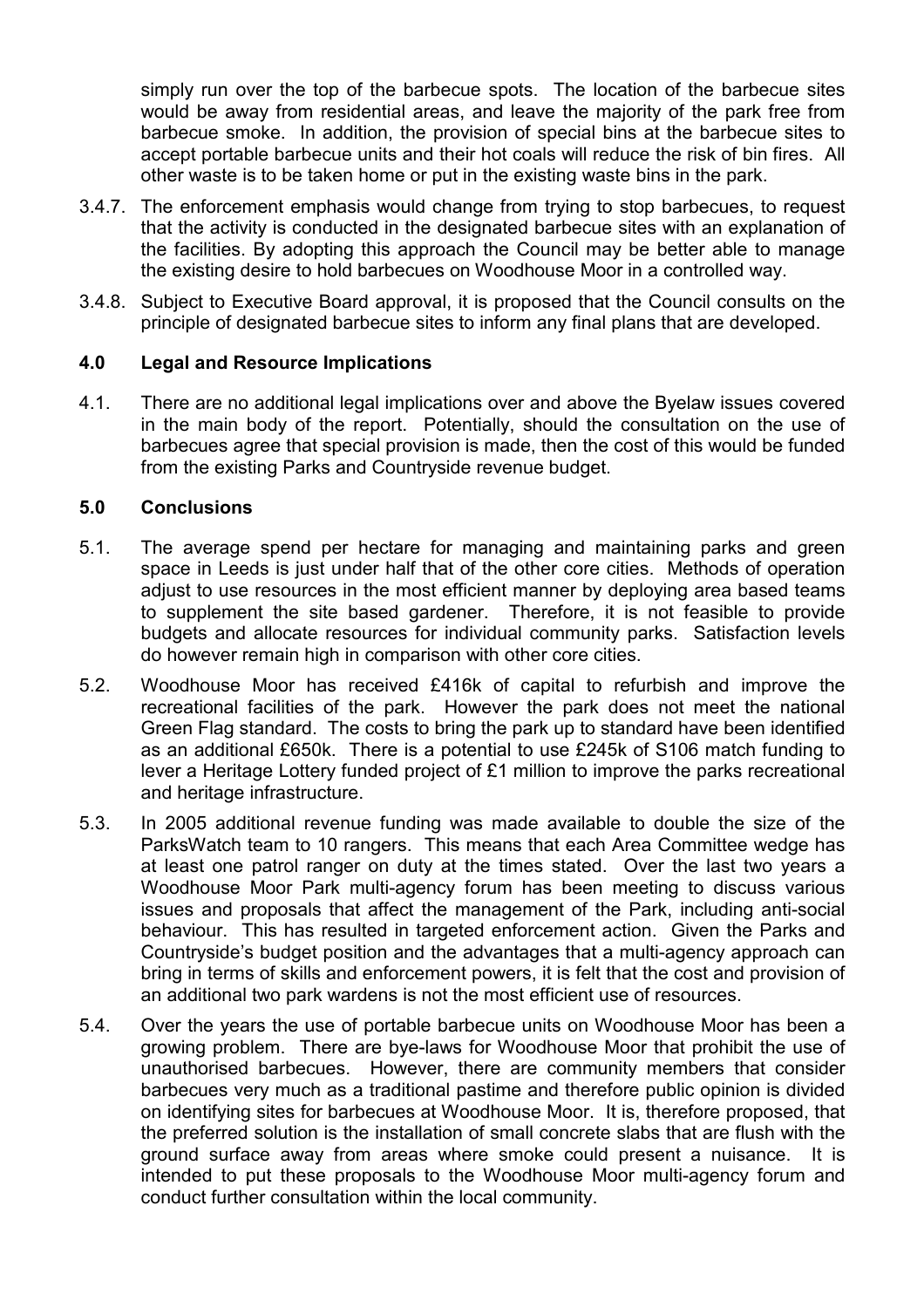simply run over the top of the barbecue spots. The location of the barbecue sites would be away from residential areas, and leave the majority of the park free from barbecue smoke. In addition, the provision of special bins at the barbecue sites to accept portable barbecue units and their hot coals will reduce the risk of bin fires. All other waste is to be taken home or put in the existing waste bins in the park.

3.4.7. The enforcement emphasis would change from trying to stop barbecues, to request that the activity is conducted in the designated barbecue sites with an explanation of the facilities. By adopting this approach the Council may be better able to manage the existing desire to hold barbecues on Woodhouse Moor in a controlled way.

3.4.8. Subject to Executive Board approval, it is proposed that the Council consults on the principle of designated barbecue sites to inform any final plans that are developed.

### 4.0 Legal and Resource Implications

4.1. There are no additional legal implications over and above the Byelaw issues covered in the main body of the report. Potentially, should the consultation on the use of barbecues agree that special provision is made, then the cost of this would be funded from the existing Parks and Countryside revenue budget.

### 5.0 Conclusions

5.1. The average spend per hectare for managing and maintaining parks and green space in Leeds is just under half that of the other core cities. Methods of operation adjust to use resources in the most efficient manner by deploying area based teams to supplement the site based gardener. Therefore, it is not feasible to provide budgets and allocate resources for individual community parks. Satisfaction levels do however remain high in comparison with other core cities.

5.2. Woodhouse Moor has received £416k of capital to refurbish and improve the recreational facilities of the park. However the park does not meet the national Green Flag standard. The costs to bring the park up to standard have been identified as an additional £650k. There is a potential to use £245k of S106 match funding to lever a Heritage Lottery funded project of £1 million to improve the parks recreational and heritage infrastructure.

5.3. In 2005 additional revenue funding was made available to double the size of the ParksWatch team to 10 rangers. This means that each Area Committee wedge has at least one patrol ranger on duty at the times stated. Over the last two years a Woodhouse Moor Park multi-agency forum has been meeting to discuss various issues and proposals that affect the management of the Park, including anti-social behaviour. This has resulted in targeted enforcement action. Given the Parks and Countryside's budget position and the advantages that a multi-agency approach can bring in terms of skills and enforcement powers, it is felt that the cost and provision of an additional two park wardens is not the most efficient use of resources.

5.4. Over the years the use of portable barbecue units on Woodhouse Moor has been a growing problem. There are bye-laws for Woodhouse Moor that prohibit the use of unauthorised barbecues. However, there are community members that consider barbecues very much as a traditional pastime and therefore public opinion is divided on identifying sites for barbecues at Woodhouse Moor. It is, therefore proposed, that the preferred solution is the installation of small concrete slabs that are flush with the ground surface away from areas where smoke could present a nuisance. It is intended to put these proposals to the Woodhouse Moor multi-agency forum and conduct further consultation within the local community.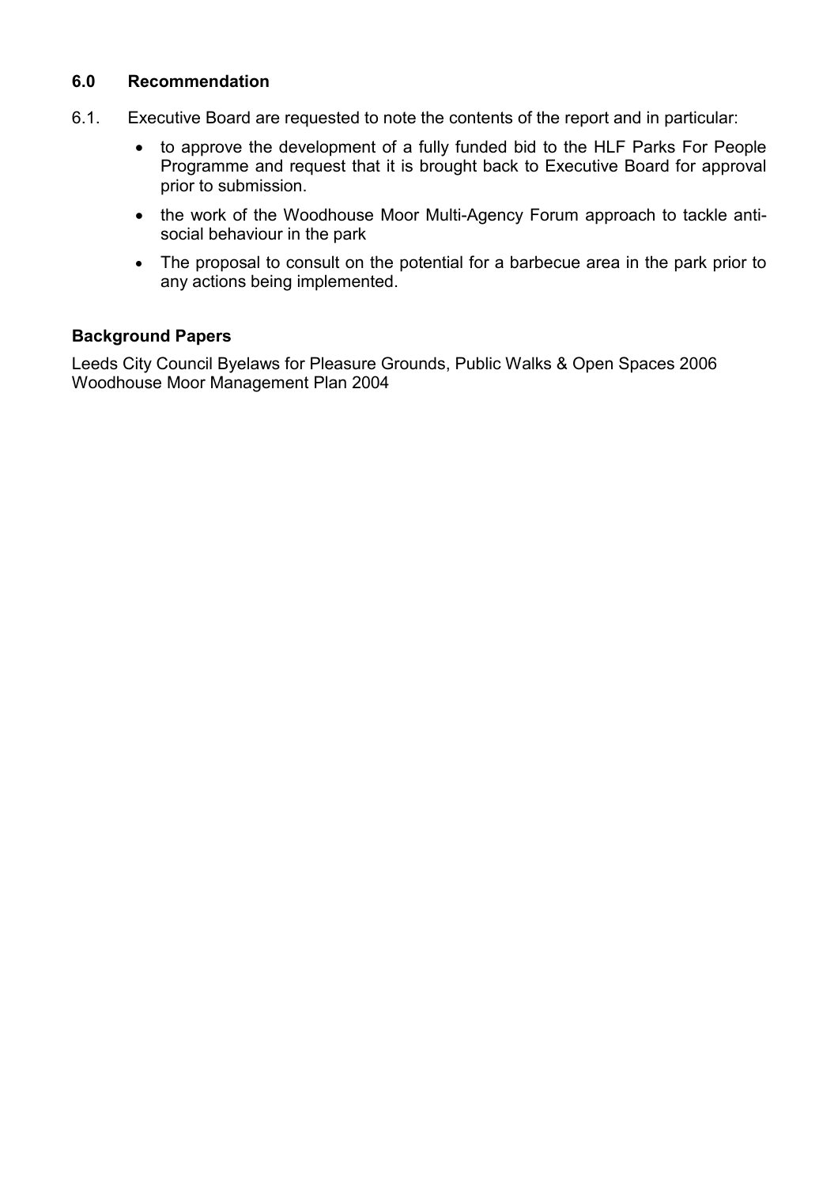## 6.0 Recommendation

6.1. Executive Board are requested to note the contents of the report and in particular:

- to approve the development of a fully funded bid to the HLF Parks For People Programme and request that it is brought back to Executive Board for approval prior to submission.
- the work of the Woodhouse Moor Multi-Agency Forum approach to tackle anti-social behaviour in the park
- The proposal to consult on the potential for a barbecue area in the park prior to any actions being implemented.

**Background Papers**

Leeds City Council Byelaws for Pleasure Grounds, Public Walks & Open Spaces 2006
Woodhouse Moor Management Plan 2004